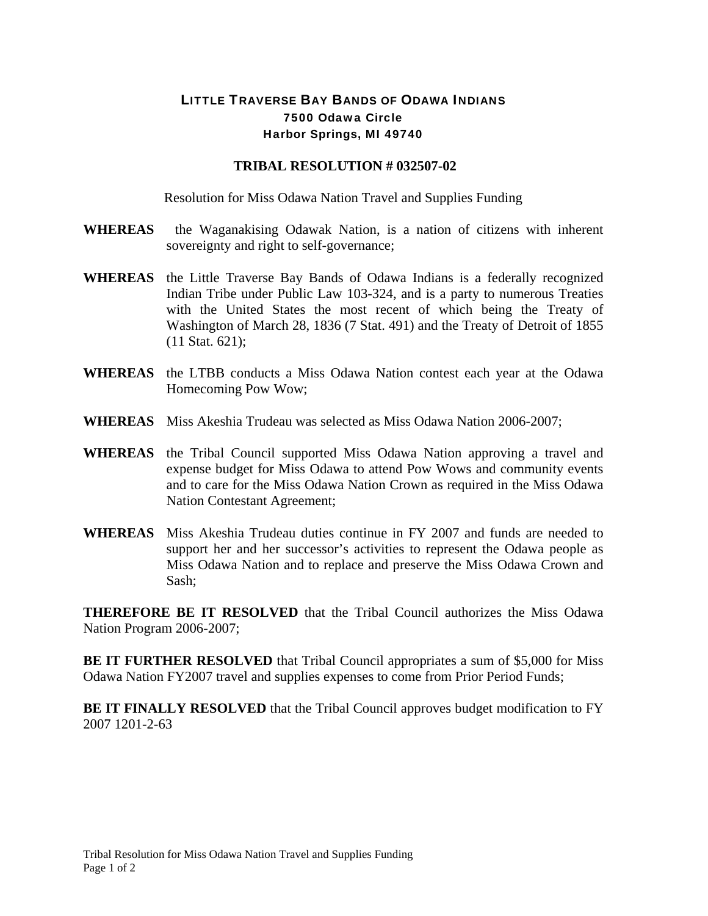# LITTLE TRAVERSE BAY BANDS OF ODAWA INDIANS

**7500 Odawa Circle**
**Harbor Springs, MI 49740**

## TRIBAL RESOLUTION # 032507-02

Resolution for Miss Odawa Nation Travel and Supplies Funding

**WHEREAS** the Waganakising Odawak Nation, is a nation of citizens with inherent sovereignty and right to self-governance;

**WHEREAS** the Little Traverse Bay Bands of Odawa Indians is a federally recognized Indian Tribe under Public Law 103-324, and is a party to numerous Treaties with the United States the most recent of which being the Treaty of Washington of March 28, 1836 (7 Stat. 491) and the Treaty of Detroit of 1855 (11 Stat. 621);

**WHEREAS** the LTBB conducts a Miss Odawa Nation contest each year at the Odawa Homecoming Pow Wow;

**WHEREAS** Miss Akeshia Trudeau was selected as Miss Odawa Nation 2006-2007;

**WHEREAS** the Tribal Council supported Miss Odawa Nation approving a travel and expense budget for Miss Odawa to attend Pow Wows and community events and to care for the Miss Odawa Nation Crown as required in the Miss Odawa Nation Contestant Agreement;

**WHEREAS** Miss Akeshia Trudeau duties continue in FY 2007 and funds are needed to support her and her successor's activities to represent the Odawa people as Miss Odawa Nation and to replace and preserve the Miss Odawa Crown and Sash;

**THEREFORE BE IT RESOLVED** that the Tribal Council authorizes the Miss Odawa Nation Program 2006-2007;

**BE IT FURTHER RESOLVED** that Tribal Council appropriates a sum of $5,000 for Miss Odawa Nation FY2007 travel and supplies expenses to come from Prior Period Funds;

**BE IT FINALLY RESOLVED** that the Tribal Council approves budget modification to FY 2007 1201-2-63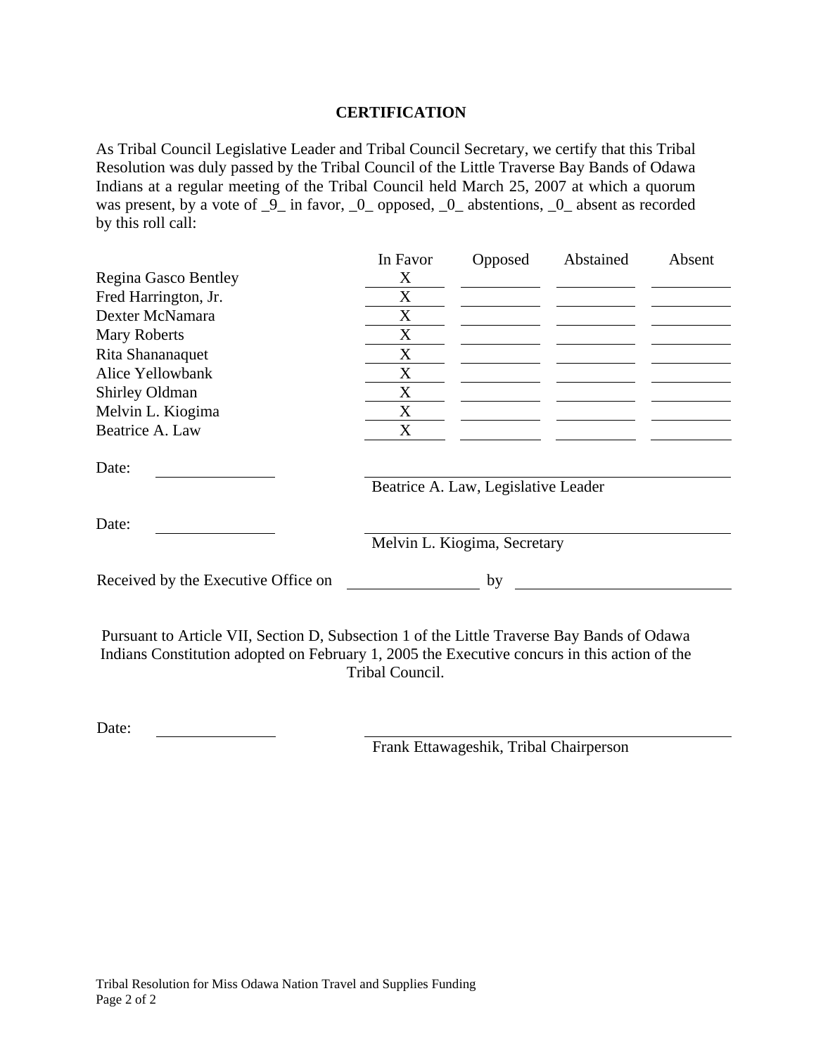**CERTIFICATION**

As Tribal Council Legislative Leader and Tribal Council Secretary, we certify that this Tribal Resolution was duly passed by the Tribal Council of the Little Traverse Bay Bands of Odawa Indians at a regular meeting of the Tribal Council held March 25, 2007 at which a quorum was present, by a vote of _9_ in favor, _0_ opposed, _0_ abstentions, _0_ absent as recorded by this roll call:

| | In Favor | Opposed | Abstained | Absent |
|---|---|---|---|---|
| Regina Gasco Bentley | X | | | |
| Fred Harrington, Jr. | X | | | |
| Dexter McNamara | X | | | |
| Mary Roberts | X | | | |
| Rita Shananaquet | X | | | |
| Alice Yellowbank | X | | | |
| Shirley Oldman | X | | | |
| Melvin L. Kiogima | X | | | |
| Beatrice A. Law | X | | | |

Date: ______________ ____________________________________
Beatrice A. Law, Legislative Leader

Date: ______________ ____________________________________
Melvin L. Kiogima, Secretary

Received by the Executive Office on ______________ by ______________________

Pursuant to Article VII, Section D, Subsection 1 of the Little Traverse Bay Bands of Odawa Indians Constitution adopted on February 1, 2005 the Executive concurs in this action of the Tribal Council.

Date: ______________ ____________________________________
Frank Ettawageshik, Tribal Chairperson

Tribal Resolution for Miss Odawa Nation Travel and Supplies Funding